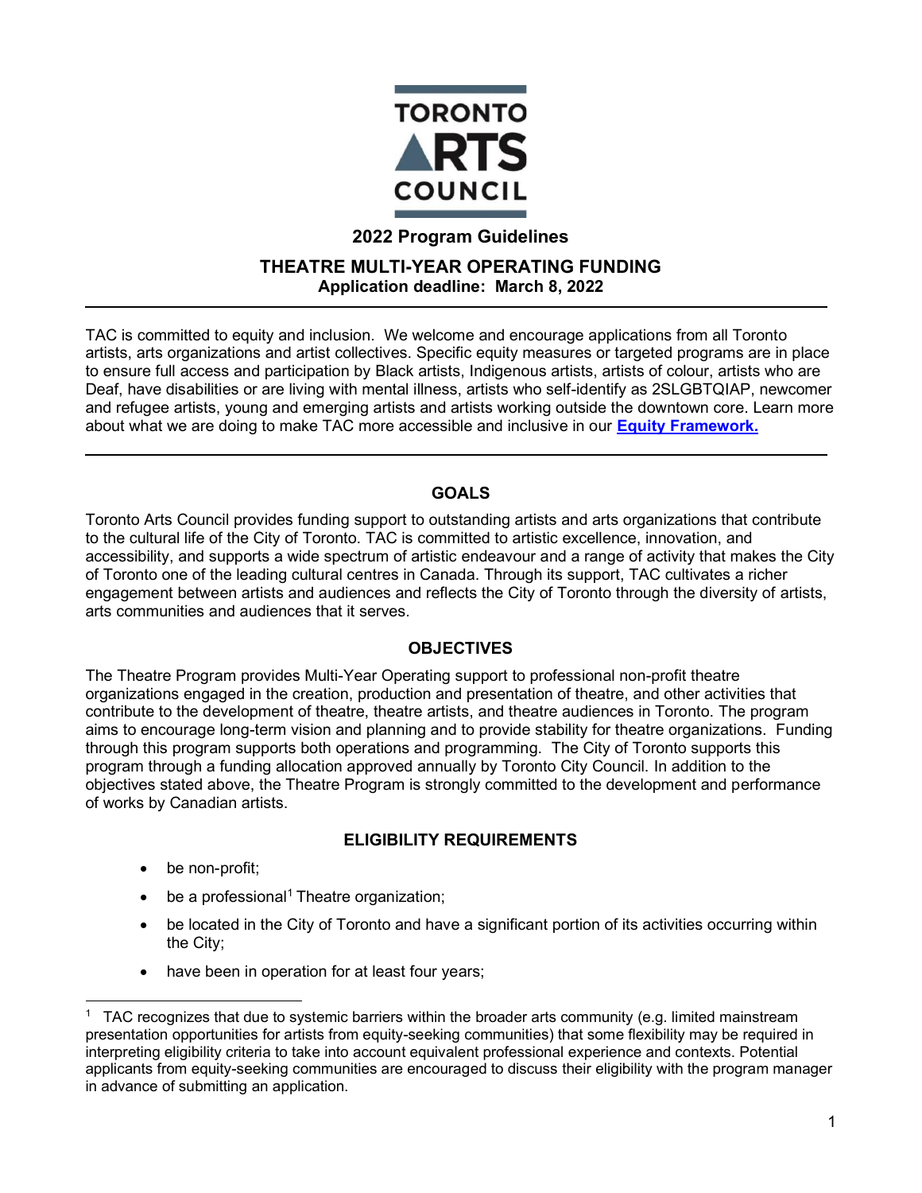# 2022 Program Guidelines

## THEATRE MULTI-YEAR OPERATING FUNDING

**Application deadline: March 8, 2022**

---

TAC is committed to equity and inclusion. We welcome and encourage applications from all Toronto artists, arts organizations and artist collectives. Specific equity measures or targeted programs are in place to ensure full access and participation by Black artists, Indigenous artists, artists of colour, artists who are Deaf, have disabilities or are living with mental illness, artists who self-identify as 2SLGBTQIAP, newcomer and refugee artists, young and emerging artists and artists working outside the downtown core. Learn more about what we are doing to make TAC more accessible and inclusive in our **Equity Framework.**

---

### GOALS

Toronto Arts Council provides funding support to outstanding artists and arts organizations that contribute to the cultural life of the City of Toronto. TAC is committed to artistic excellence, innovation, and accessibility, and supports a wide spectrum of artistic endeavour and a range of activity that makes the City of Toronto one of the leading cultural centres in Canada. Through its support, TAC cultivates a richer engagement between artists and audiences and reflects the City of Toronto through the diversity of artists, arts communities and audiences that it serves.

### OBJECTIVES

The Theatre Program provides Multi-Year Operating support to professional non-profit theatre organizations engaged in the creation, production and presentation of theatre, and other activities that contribute to the development of theatre, theatre artists, and theatre audiences in Toronto. The program aims to encourage long-term vision and planning and to provide stability for theatre organizations. Funding through this program supports both operations and programming. The City of Toronto supports this program through a funding allocation approved annually by Toronto City Council. In addition to the objectives stated above, the Theatre Program is strongly committed to the development and performance of works by Canadian artists.

### ELIGIBILITY REQUIREMENTS

- be non-profit;
- be a professional[1] Theatre organization;
- be located in the City of Toronto and have a significant portion of its activities occurring within the City;
- have been in operation for at least four years;

---

[1] TAC recognizes that due to systemic barriers within the broader arts community (e.g. limited mainstream presentation opportunities for artists from equity-seeking communities) that some flexibility may be required in interpreting eligibility criteria to take into account equivalent professional experience and contexts. Potential applicants from equity-seeking communities are encouraged to discuss their eligibility with the program manager in advance of submitting an application.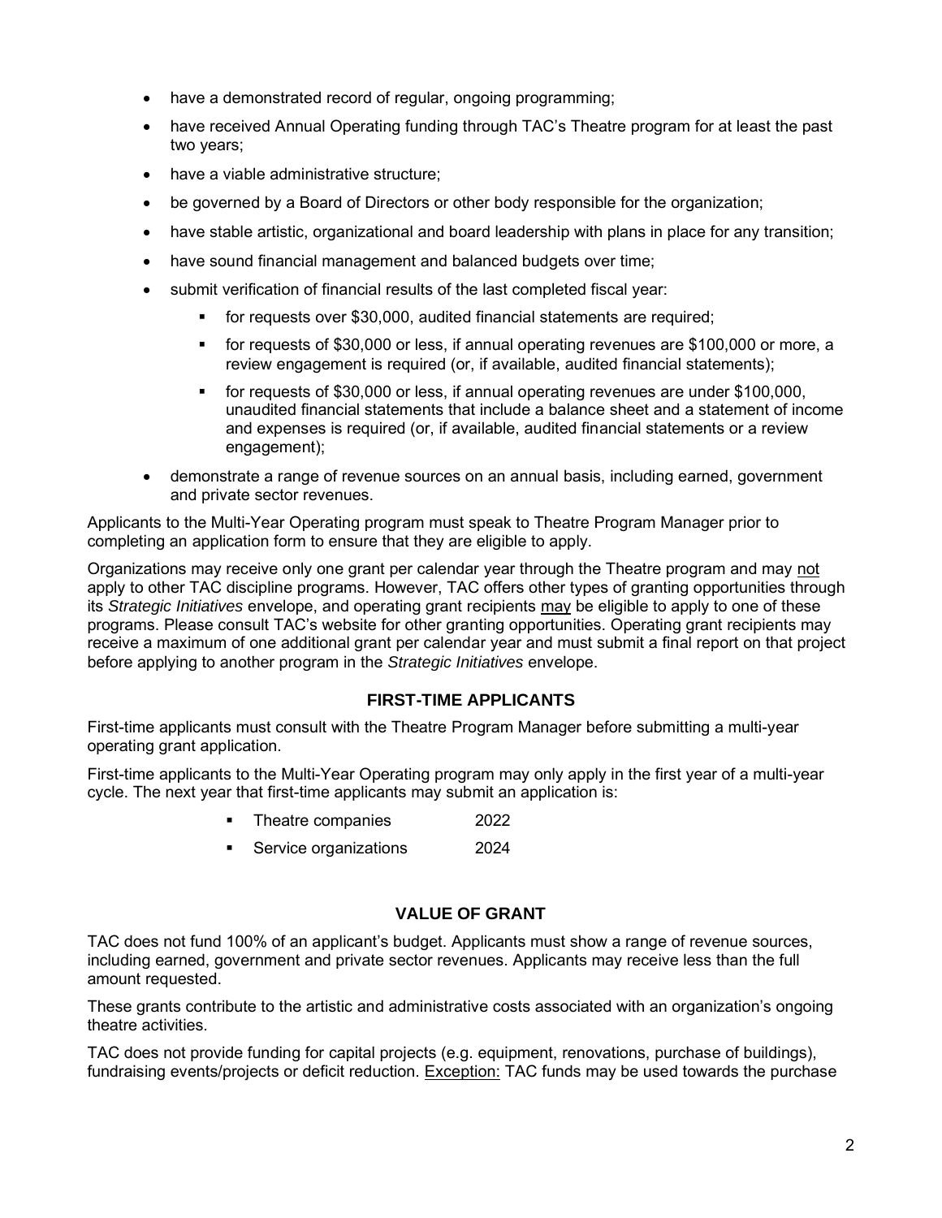- have a demonstrated record of regular, ongoing programming;
- have received Annual Operating funding through TAC's Theatre program for at least the past two years;
- have a viable administrative structure;
- be governed by a Board of Directors or other body responsible for the organization;
- have stable artistic, organizational and board leadership with plans in place for any transition;
- have sound financial management and balanced budgets over time;
- submit verification of financial results of the last completed fiscal year:
  - for requests over $30,000, audited financial statements are required;
  - for requests of $30,000 or less, if annual operating revenues are $100,000 or more, a review engagement is required (or, if available, audited financial statements);
  - for requests of $30,000 or less, if annual operating revenues are under $100,000, unaudited financial statements that include a balance sheet and a statement of income and expenses is required (or, if available, audited financial statements or a review engagement);
- demonstrate a range of revenue sources on an annual basis, including earned, government and private sector revenues.

Applicants to the Multi-Year Operating program must speak to Theatre Program Manager prior to completing an application form to ensure that they are eligible to apply.

Organizations may receive only one grant per calendar year through the Theatre program and may <u>not</u> apply to other TAC discipline programs. However, TAC offers other types of granting opportunities through its *Strategic Initiatives* envelope, and operating grant recipients <u>may</u> be eligible to apply to one of these programs. Please consult TAC's website for other granting opportunities. Operating grant recipients may receive a maximum of one additional grant per calendar year and must submit a final report on that project before applying to another program in the *Strategic Initiatives* envelope.

## FIRST-TIME APPLICANTS

First-time applicants must consult with the Theatre Program Manager before submitting a multi-year operating grant application.

First-time applicants to the Multi-Year Operating program may only apply in the first year of a multi-year cycle. The next year that first-time applicants may submit an application is:

- Theatre companies 2022
- Service organizations 2024

## VALUE OF GRANT

TAC does not fund 100% of an applicant's budget. Applicants must show a range of revenue sources, including earned, government and private sector revenues. Applicants may receive less than the full amount requested.

These grants contribute to the artistic and administrative costs associated with an organization's ongoing theatre activities.

TAC does not provide funding for capital projects (e.g. equipment, renovations, purchase of buildings), fundraising events/projects or deficit reduction. <u>Exception:</u> TAC funds may be used towards the purchase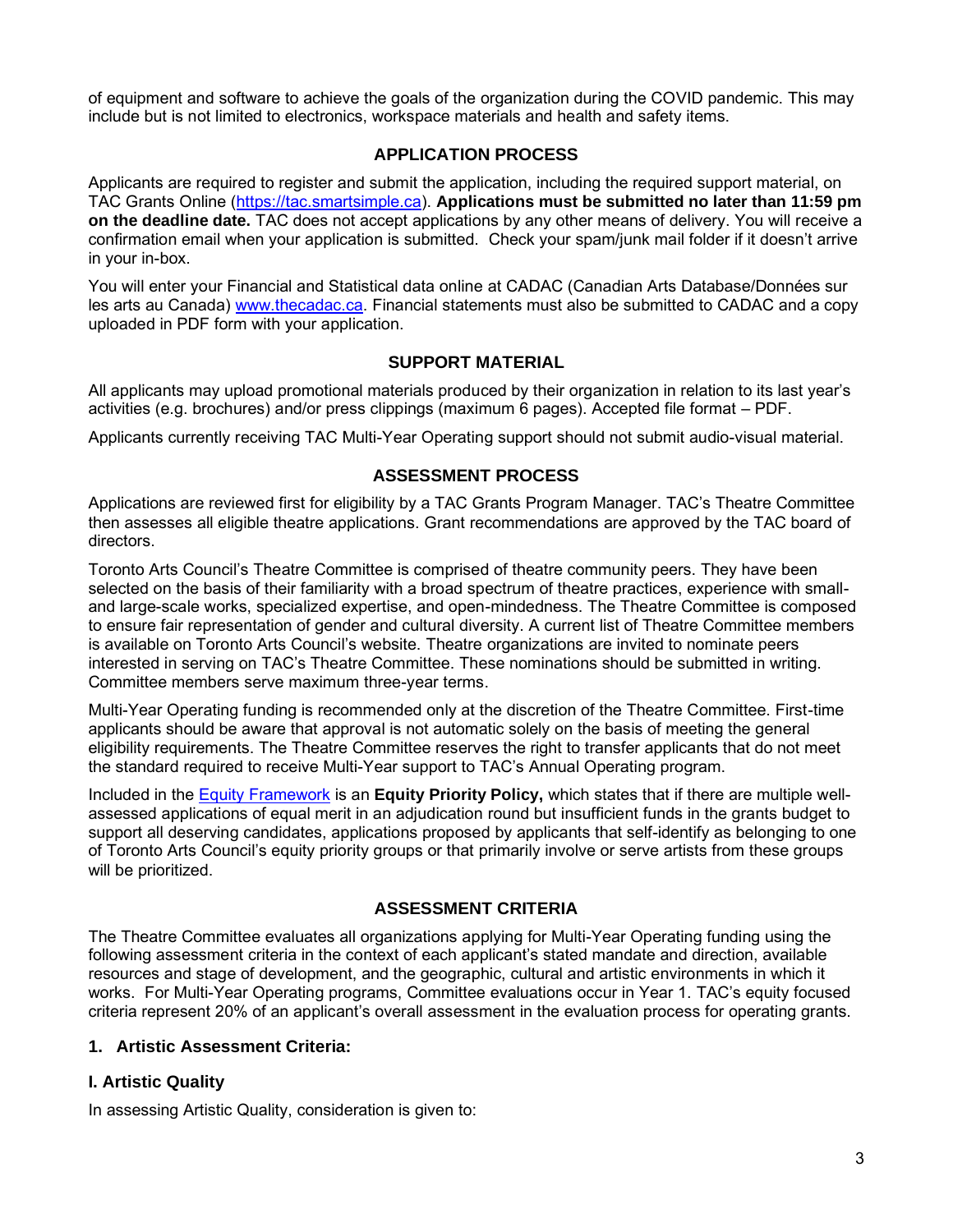of equipment and software to achieve the goals of the organization during the COVID pandemic. This may include but is not limited to electronics, workspace materials and health and safety items.

## APPLICATION PROCESS

Applicants are required to register and submit the application, including the required support material, on TAC Grants Online ([https://tac.smartsimple.ca](https://tac.smartsimple.ca)). **Applications must be submitted no later than 11:59 pm on the deadline date.** TAC does not accept applications by any other means of delivery. You will receive a confirmation email when your application is submitted. Check your spam/junk mail folder if it doesn't arrive in your in-box.

You will enter your Financial and Statistical data online at CADAC (Canadian Arts Database/Données sur les arts au Canada) [www.thecadac.ca](www.thecadac.ca). Financial statements must also be submitted to CADAC and a copy uploaded in PDF form with your application.

## SUPPORT MATERIAL

All applicants may upload promotional materials produced by their organization in relation to its last year's activities (e.g. brochures) and/or press clippings (maximum 6 pages). Accepted file format – PDF.

Applicants currently receiving TAC Multi-Year Operating support should not submit audio-visual material.

## ASSESSMENT PROCESS

Applications are reviewed first for eligibility by a TAC Grants Program Manager. TAC's Theatre Committee then assesses all eligible theatre applications. Grant recommendations are approved by the TAC board of directors.

Toronto Arts Council's Theatre Committee is comprised of theatre community peers. They have been selected on the basis of their familiarity with a broad spectrum of theatre practices, experience with small- and large-scale works, specialized expertise, and open-mindedness. The Theatre Committee is composed to ensure fair representation of gender and cultural diversity. A current list of Theatre Committee members is available on Toronto Arts Council's website. Theatre organizations are invited to nominate peers interested in serving on TAC's Theatre Committee. These nominations should be submitted in writing. Committee members serve maximum three-year terms.

Multi-Year Operating funding is recommended only at the discretion of the Theatre Committee. First-time applicants should be aware that approval is not automatic solely on the basis of meeting the general eligibility requirements. The Theatre Committee reserves the right to transfer applicants that do not meet the standard required to receive Multi-Year support to TAC's Annual Operating program.

Included in the Equity Framework is an **Equity Priority Policy,** which states that if there are multiple well-assessed applications of equal merit in an adjudication round but insufficient funds in the grants budget to support all deserving candidates, applications proposed by applicants that self-identify as belonging to one of Toronto Arts Council's equity priority groups or that primarily involve or serve artists from these groups will be prioritized.

## ASSESSMENT CRITERIA

The Theatre Committee evaluates all organizations applying for Multi-Year Operating funding using the following assessment criteria in the context of each applicant's stated mandate and direction, available resources and stage of development, and the geographic, cultural and artistic environments in which it works. For Multi-Year Operating programs, Committee evaluations occur in Year 1. TAC's equity focused criteria represent 20% of an applicant's overall assessment in the evaluation process for operating grants.

### 1. Artistic Assessment Criteria:

### I. Artistic Quality

In assessing Artistic Quality, consideration is given to: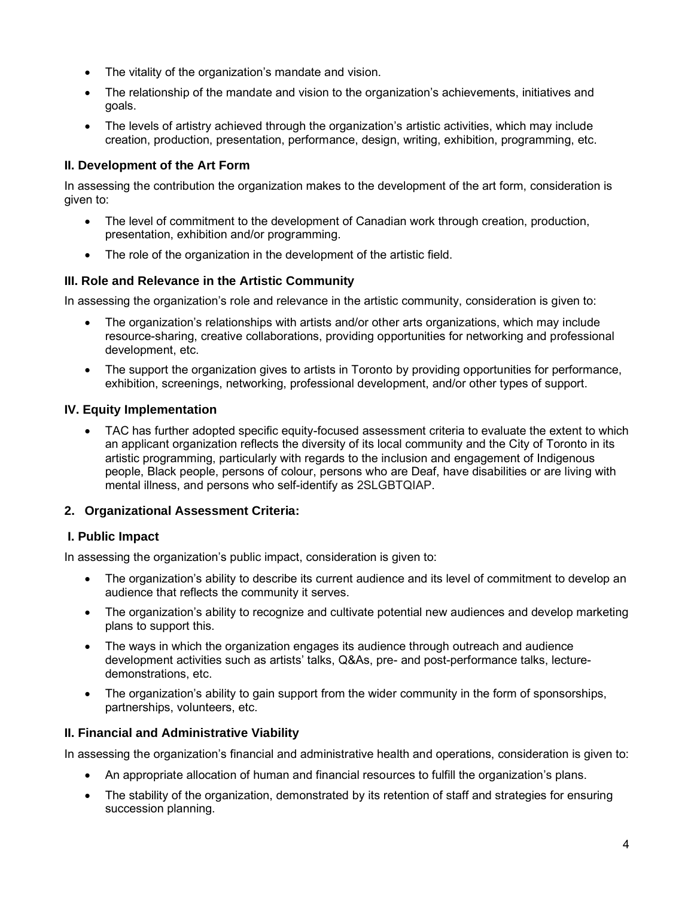- The vitality of the organization's mandate and vision.
- The relationship of the mandate and vision to the organization's achievements, initiatives and goals.
- The levels of artistry achieved through the organization's artistic activities, which may include creation, production, presentation, performance, design, writing, exhibition, programming, etc.

### II. Development of the Art Form

In assessing the contribution the organization makes to the development of the art form, consideration is given to:

- The level of commitment to the development of Canadian work through creation, production, presentation, exhibition and/or programming.
- The role of the organization in the development of the artistic field.

### III. Role and Relevance in the Artistic Community

In assessing the organization's role and relevance in the artistic community, consideration is given to:

- The organization's relationships with artists and/or other arts organizations, which may include resource-sharing, creative collaborations, providing opportunities for networking and professional development, etc.
- The support the organization gives to artists in Toronto by providing opportunities for performance, exhibition, screenings, networking, professional development, and/or other types of support.

### IV. Equity Implementation

- TAC has further adopted specific equity-focused assessment criteria to evaluate the extent to which an applicant organization reflects the diversity of its local community and the City of Toronto in its artistic programming, particularly with regards to the inclusion and engagement of Indigenous people, Black people, persons of colour, persons who are Deaf, have disabilities or are living with mental illness, and persons who self-identify as 2SLGBTQIAP.

## 2. Organizational Assessment Criteria:

### I. Public Impact

In assessing the organization's public impact, consideration is given to:

- The organization's ability to describe its current audience and its level of commitment to develop an audience that reflects the community it serves.
- The organization's ability to recognize and cultivate potential new audiences and develop marketing plans to support this.
- The ways in which the organization engages its audience through outreach and audience development activities such as artists' talks, Q&As, pre- and post-performance talks, lecture-demonstrations, etc.
- The organization's ability to gain support from the wider community in the form of sponsorships, partnerships, volunteers, etc.

### II. Financial and Administrative Viability

In assessing the organization's financial and administrative health and operations, consideration is given to:

- An appropriate allocation of human and financial resources to fulfill the organization's plans.
- The stability of the organization, demonstrated by its retention of staff and strategies for ensuring succession planning.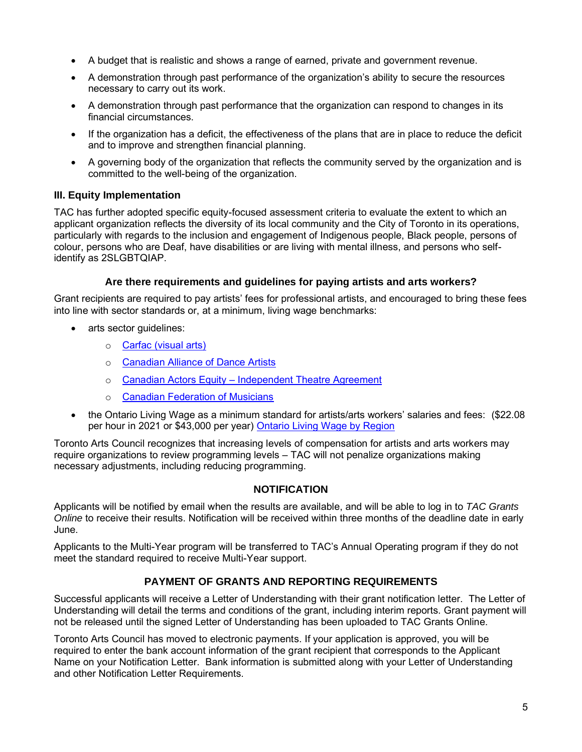- A budget that is realistic and shows a range of earned, private and government revenue.
- A demonstration through past performance of the organization's ability to secure the resources necessary to carry out its work.
- A demonstration through past performance that the organization can respond to changes in its financial circumstances.
- If the organization has a deficit, the effectiveness of the plans that are in place to reduce the deficit and to improve and strengthen financial planning.
- A governing body of the organization that reflects the community served by the organization and is committed to the well-being of the organization.

### III. Equity Implementation

TAC has further adopted specific equity-focused assessment criteria to evaluate the extent to which an applicant organization reflects the diversity of its local community and the City of Toronto in its operations, particularly with regards to the inclusion and engagement of Indigenous people, Black people, persons of colour, persons who are Deaf, have disabilities or are living with mental illness, and persons who self-identify as 2SLGBTQIAP.

## Are there requirements and guidelines for paying artists and arts workers?

Grant recipients are required to pay artists' fees for professional artists, and encouraged to bring these fees into line with sector standards or, at a minimum, living wage benchmarks:

- arts sector guidelines:
  - Carfac (visual arts)
  - Canadian Alliance of Dance Artists
  - Canadian Actors Equity – Independent Theatre Agreement
  - Canadian Federation of Musicians
- the Ontario Living Wage as a minimum standard for artists/arts workers' salaries and fees: ($22.08 per hour in 2021 or $43,000 per year) Ontario Living Wage by Region

Toronto Arts Council recognizes that increasing levels of compensation for artists and arts workers may require organizations to review programming levels – TAC will not penalize organizations making necessary adjustments, including reducing programming.

## NOTIFICATION

Applicants will be notified by email when the results are available, and will be able to log in to *TAC Grants Online* to receive their results. Notification will be received within three months of the deadline date in early June.

Applicants to the Multi-Year program will be transferred to TAC's Annual Operating program if they do not meet the standard required to receive Multi-Year support.

## PAYMENT OF GRANTS AND REPORTING REQUIREMENTS

Successful applicants will receive a Letter of Understanding with their grant notification letter. The Letter of Understanding will detail the terms and conditions of the grant, including interim reports. Grant payment will not be released until the signed Letter of Understanding has been uploaded to TAC Grants Online.

Toronto Arts Council has moved to electronic payments. If your application is approved, you will be required to enter the bank account information of the grant recipient that corresponds to the Applicant Name on your Notification Letter. Bank information is submitted along with your Letter of Understanding and other Notification Letter Requirements.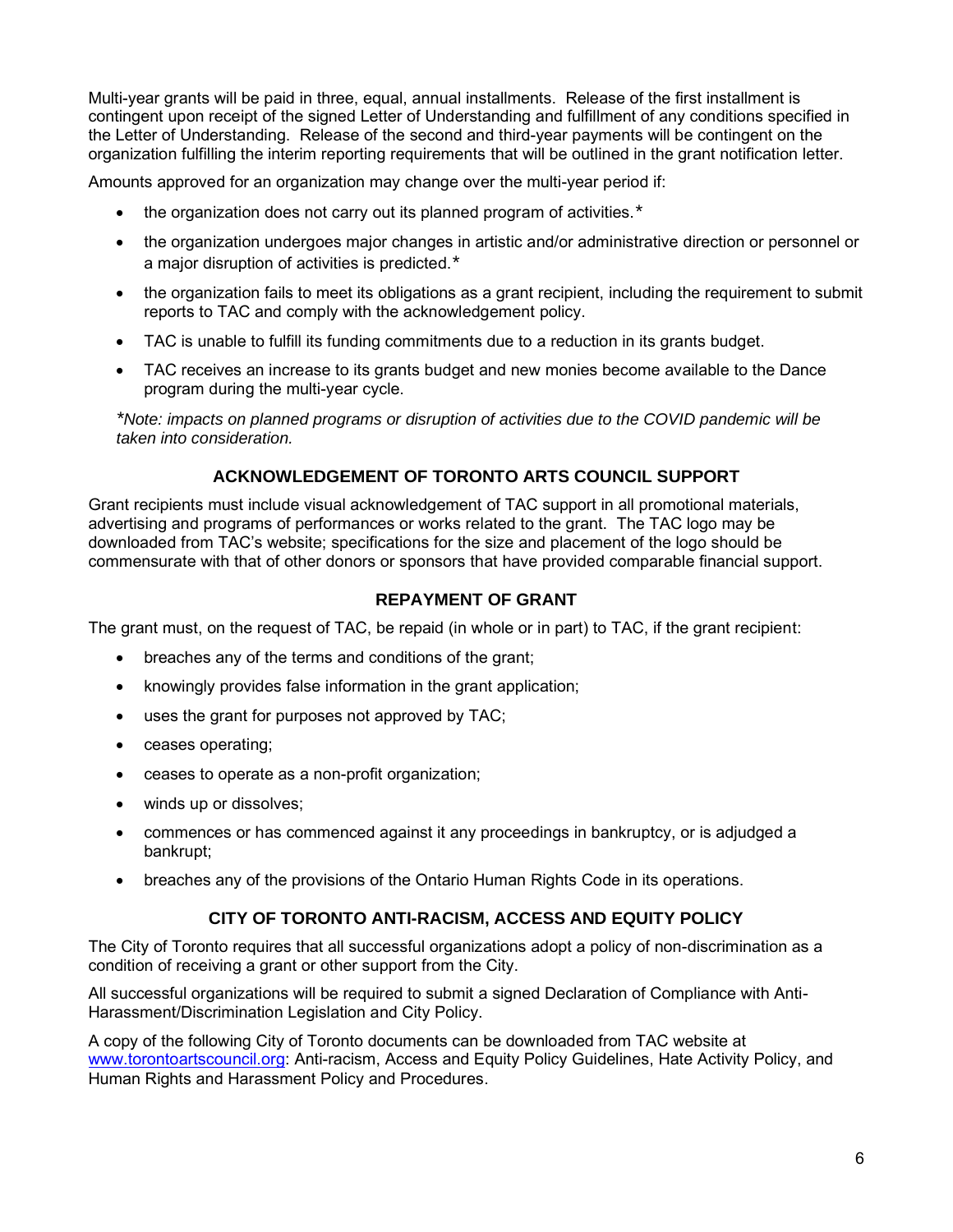Multi-year grants will be paid in three, equal, annual installments. Release of the first installment is contingent upon receipt of the signed Letter of Understanding and fulfillment of any conditions specified in the Letter of Understanding. Release of the second and third-year payments will be contingent on the organization fulfilling the interim reporting requirements that will be outlined in the grant notification letter.

Amounts approved for an organization may change over the multi-year period if:

- the organization does not carry out its planned program of activities.*
- the organization undergoes major changes in artistic and/or administrative direction or personnel or a major disruption of activities is predicted.*
- the organization fails to meet its obligations as a grant recipient, including the requirement to submit reports to TAC and comply with the acknowledgement policy.
- TAC is unable to fulfill its funding commitments due to a reduction in its grants budget.
- TAC receives an increase to its grants budget and new monies become available to the Dance program during the multi-year cycle.

*\*Note: impacts on planned programs or disruption of activities due to the COVID pandemic will be taken into consideration.*

## ACKNOWLEDGEMENT OF TORONTO ARTS COUNCIL SUPPORT

Grant recipients must include visual acknowledgement of TAC support in all promotional materials, advertising and programs of performances or works related to the grant. The TAC logo may be downloaded from TAC's website; specifications for the size and placement of the logo should be commensurate with that of other donors or sponsors that have provided comparable financial support.

## REPAYMENT OF GRANT

The grant must, on the request of TAC, be repaid (in whole or in part) to TAC, if the grant recipient:

- breaches any of the terms and conditions of the grant;
- knowingly provides false information in the grant application;
- uses the grant for purposes not approved by TAC;
- ceases operating;
- ceases to operate as a non-profit organization;
- winds up or dissolves;
- commences or has commenced against it any proceedings in bankruptcy, or is adjudged a bankrupt;
- breaches any of the provisions of the Ontario Human Rights Code in its operations.

## CITY OF TORONTO ANTI-RACISM, ACCESS AND EQUITY POLICY

The City of Toronto requires that all successful organizations adopt a policy of non-discrimination as a condition of receiving a grant or other support from the City.

All successful organizations will be required to submit a signed Declaration of Compliance with Anti-Harassment/Discrimination Legislation and City Policy.

A copy of the following City of Toronto documents can be downloaded from TAC website at [www.torontoartscouncil.org](http://www.torontoartscouncil.org): Anti-racism, Access and Equity Policy Guidelines, Hate Activity Policy, and Human Rights and Harassment Policy and Procedures.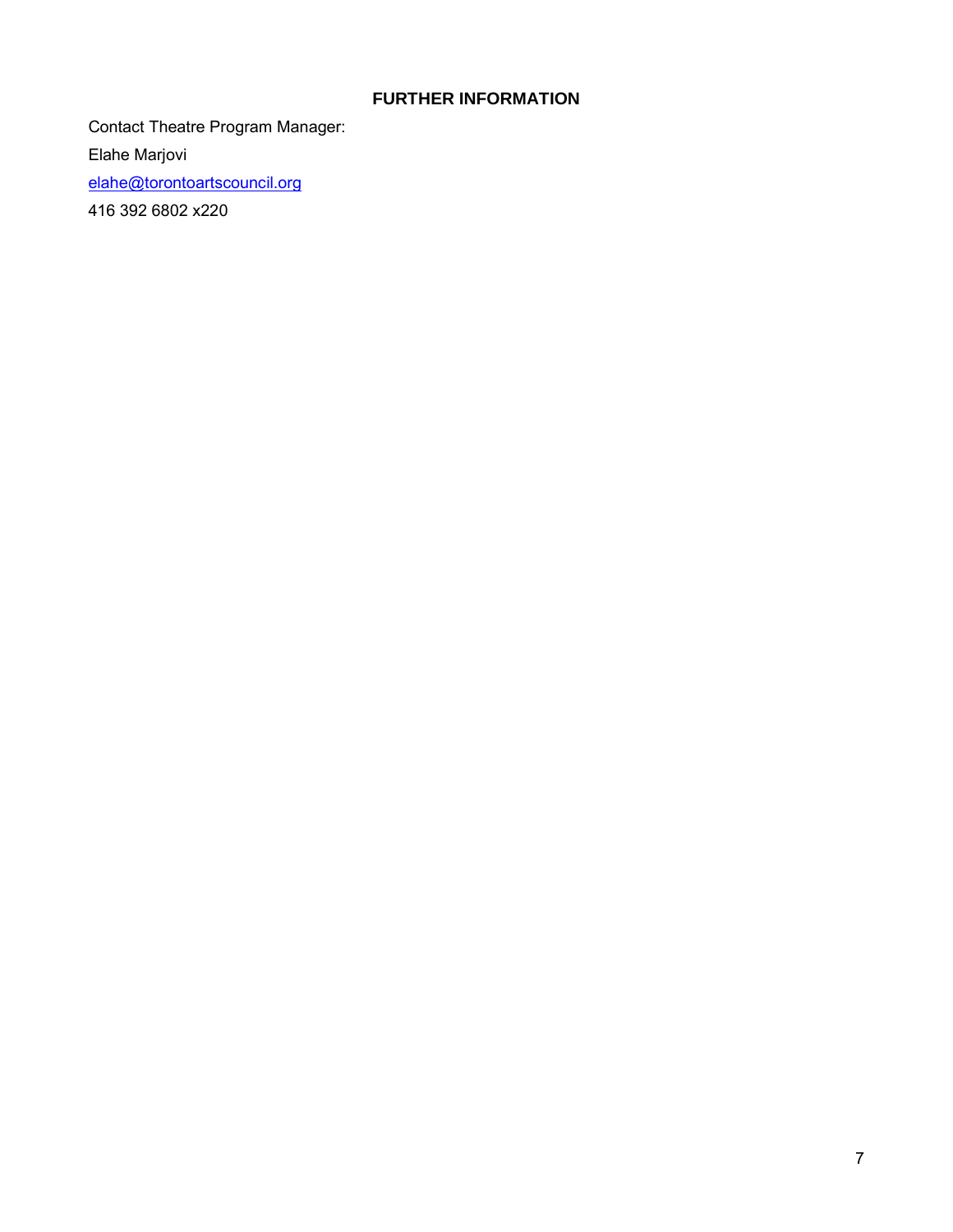## FURTHER INFORMATION

Contact Theatre Program Manager:

Elahe Marjovi

elahe@torontoartscouncil.org

416 392 6802 x220